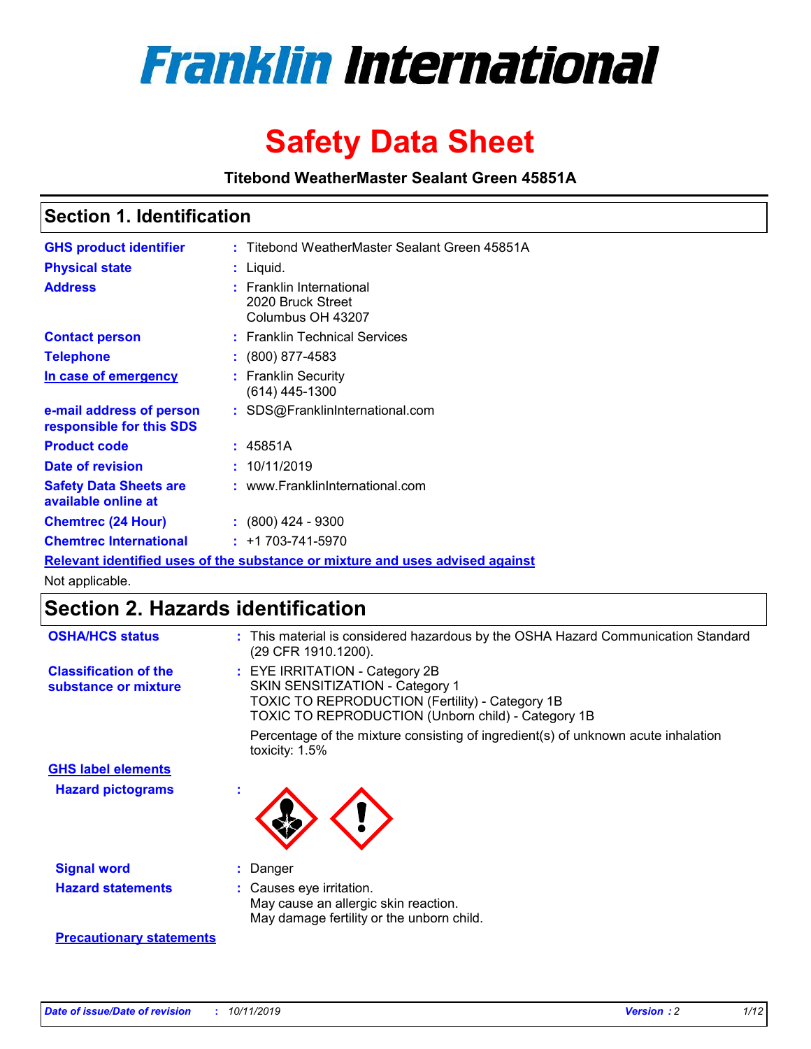# Franklin International

# Safety Data Sheet

**Titebond WeatherMaster Sealant Green 45851A**

## Section 1. Identification

| | | |
|---|---|---|
| **GHS product identifier** | : | Titebond WeatherMaster Sealant Green 45851A |
| **Physical state** | : | Liquid. |
| **Address** | : | Franklin International<br>2020 Bruck Street<br>Columbus OH 43207 |
| **Contact person** | : | Franklin Technical Services |
| **Telephone** | : | (800) 877-4583 |
| **In case of emergency** | : | Franklin Security<br>(614) 445-1300 |
| **e-mail address of person responsible for this SDS** | : | SDS@FranklinInternational.com |
| **Product code** | : | 45851A |
| **Date of revision** | : | 10/11/2019 |
| **Safety Data Sheets are available online at** | : | www.FranklinInternational.com |
| **Chemtrec (24 Hour)** | : | (800) 424 - 9300 |
| **Chemtrec International** | : | +1 703-741-5970 |

**Relevant identified uses of the substance or mixture and uses advised against**

Not applicable.

## Section 2. Hazards identification

| | | |
|---|---|---|
| **OSHA/HCS status** | : | This material is considered hazardous by the OSHA Hazard Communication Standard (29 CFR 1910.1200). |
| **Classification of the substance or mixture** | : | EYE IRRITATION - Category 2B<br>SKIN SENSITIZATION - Category 1<br>TOXIC TO REPRODUCTION (Fertility) - Category 1B<br>TOXIC TO REPRODUCTION (Unborn child) - Category 1B<br><br>Percentage of the mixture consisting of ingredient(s) of unknown acute inhalation toxicity: 1.5% |

**GHS label elements**

| | | |
|---|---|---|
| **Hazard pictograms** | : | |
| **Signal word** | : | Danger |
| **Hazard statements** | : | Causes eye irritation.<br>May cause an allergic skin reaction.<br>May damage fertility or the unborn child. |

**Precautionary statements**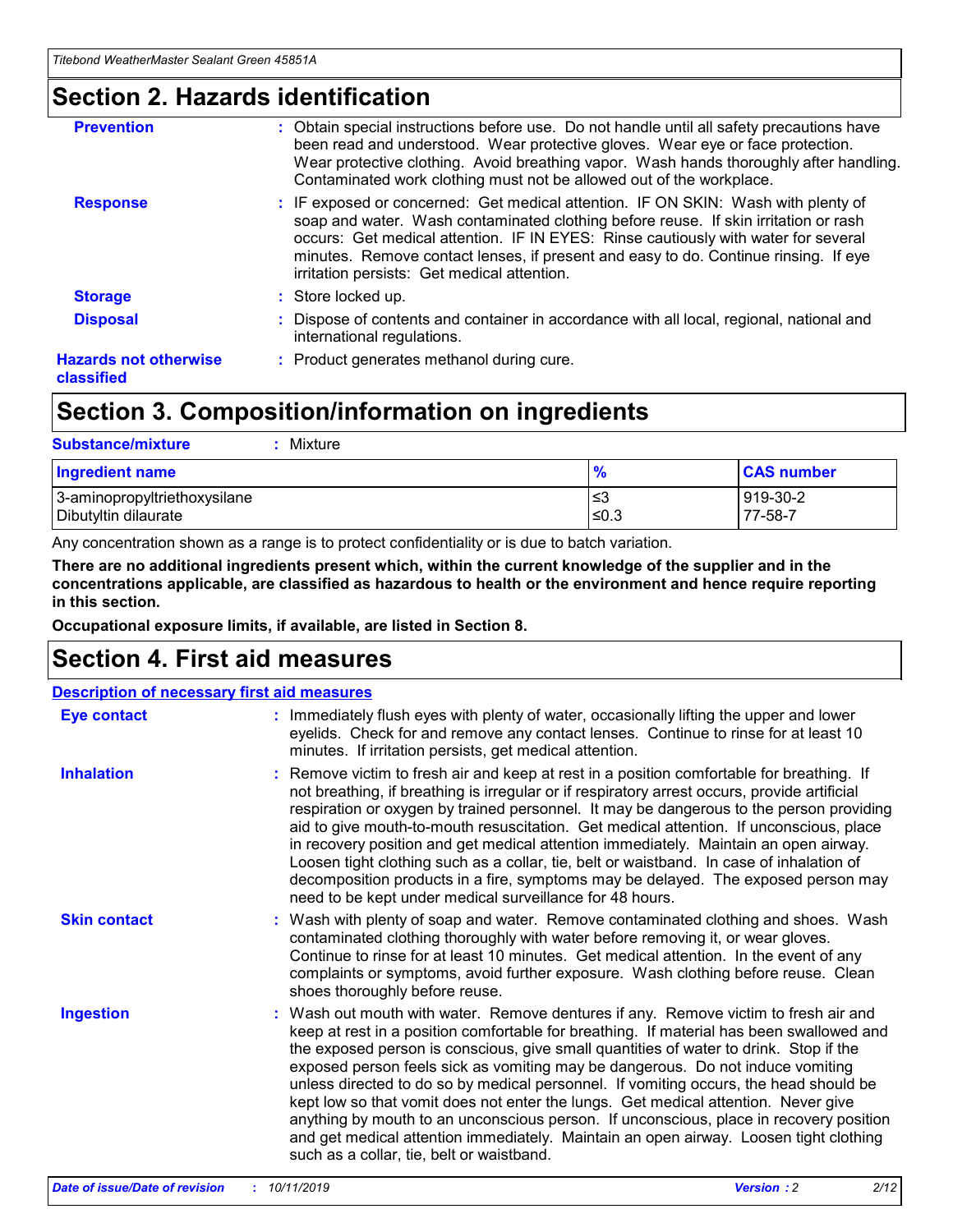# Section 2. Hazards identification

**Prevention** : Obtain special instructions before use. Do not handle until all safety precautions have been read and understood. Wear protective gloves. Wear eye or face protection. Wear protective clothing. Avoid breathing vapor. Wash hands thoroughly after handling. Contaminated work clothing must not be allowed out of the workplace.

**Response** : IF exposed or concerned: Get medical attention. IF ON SKIN: Wash with plenty of soap and water. Wash contaminated clothing before reuse. If skin irritation or rash occurs: Get medical attention. IF IN EYES: Rinse cautiously with water for several minutes. Remove contact lenses, if present and easy to do. Continue rinsing. If eye irritation persists: Get medical attention.

**Storage** : Store locked up.

**Disposal** : Dispose of contents and container in accordance with all local, regional, national and international regulations.

**Hazards not otherwise classified** : Product generates methanol during cure.

# Section 3. Composition/information on ingredients

**Substance/mixture** : Mixture

| Ingredient name | % | CAS number |
|---|---|---|
| 3-aminopropyltriethoxysilane | ≤3 | 919-30-2 |
| Dibutyltin dilaurate | ≤0.3 | 77-58-7 |

Any concentration shown as a range is to protect confidentiality or is due to batch variation.

**There are no additional ingredients present which, within the current knowledge of the supplier and in the concentrations applicable, are classified as hazardous to health or the environment and hence require reporting in this section.**

**Occupational exposure limits, if available, are listed in Section 8.**

# Section 4. First aid measures

## Description of necessary first aid measures

**Eye contact** : Immediately flush eyes with plenty of water, occasionally lifting the upper and lower eyelids. Check for and remove any contact lenses. Continue to rinse for at least 10 minutes. If irritation persists, get medical attention.

**Inhalation** : Remove victim to fresh air and keep at rest in a position comfortable for breathing. If not breathing, if breathing is irregular or if respiratory arrest occurs, provide artificial respiration or oxygen by trained personnel. It may be dangerous to the person providing aid to give mouth-to-mouth resuscitation. Get medical attention. If unconscious, place in recovery position and get medical attention immediately. Maintain an open airway. Loosen tight clothing such as a collar, tie, belt or waistband. In case of inhalation of decomposition products in a fire, symptoms may be delayed. The exposed person may need to be kept under medical surveillance for 48 hours.

**Skin contact** : Wash with plenty of soap and water. Remove contaminated clothing and shoes. Wash contaminated clothing thoroughly with water before removing it, or wear gloves. Continue to rinse for at least 10 minutes. Get medical attention. In the event of any complaints or symptoms, avoid further exposure. Wash clothing before reuse. Clean shoes thoroughly before reuse.

**Ingestion** : Wash out mouth with water. Remove dentures if any. Remove victim to fresh air and keep at rest in a position comfortable for breathing. If material has been swallowed and the exposed person is conscious, give small quantities of water to drink. Stop if the exposed person feels sick as vomiting may be dangerous. Do not induce vomiting unless directed to do so by medical personnel. If vomiting occurs, the head should be kept low so that vomit does not enter the lungs. Get medical attention. Never give anything by mouth to an unconscious person. If unconscious, place in recovery position and get medical attention immediately. Maintain an open airway. Loosen tight clothing such as a collar, tie, belt or waistband.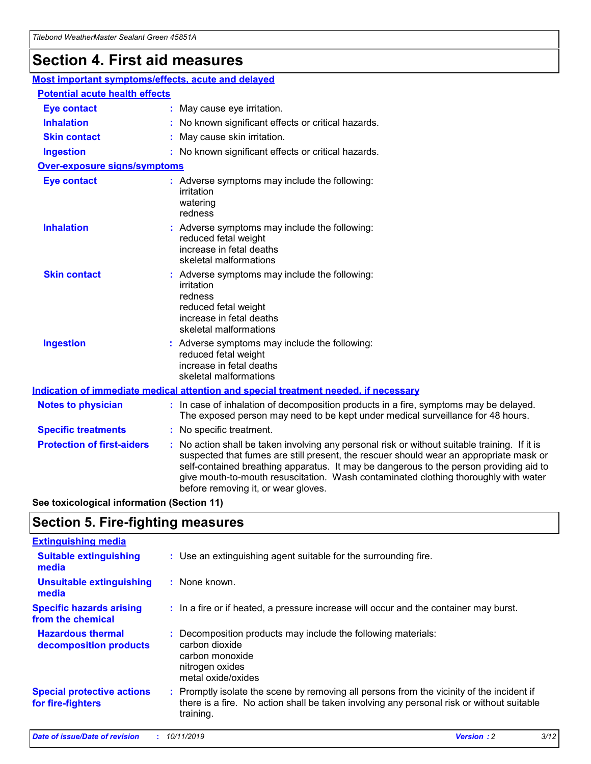# Section 4. First aid measures

## Most important symptoms/effects, acute and delayed

### Potential acute health effects

**Eye contact** : May cause eye irritation.

**Inhalation** : No known significant effects or critical hazards.

**Skin contact** : May cause skin irritation.

**Ingestion** : No known significant effects or critical hazards.

### Over-exposure signs/symptoms

**Eye contact** : Adverse symptoms may include the following:
irritation
watering
redness

**Inhalation** : Adverse symptoms may include the following:
reduced fetal weight
increase in fetal deaths
skeletal malformations

**Skin contact** : Adverse symptoms may include the following:
irritation
redness
reduced fetal weight
increase in fetal deaths
skeletal malformations

**Ingestion** : Adverse symptoms may include the following:
reduced fetal weight
increase in fetal deaths
skeletal malformations

## Indication of immediate medical attention and special treatment needed, if necessary

**Notes to physician** : In case of inhalation of decomposition products in a fire, symptoms may be delayed. The exposed person may need to be kept under medical surveillance for 48 hours.

**Specific treatments** : No specific treatment.

**Protection of first-aiders** : No action shall be taken involving any personal risk or without suitable training. If it is suspected that fumes are still present, the rescuer should wear an appropriate mask or self-contained breathing apparatus. It may be dangerous to the person providing aid to give mouth-to-mouth resuscitation. Wash contaminated clothing thoroughly with water before removing it, or wear gloves.

**See toxicological information (Section 11)**

# Section 5. Fire-fighting measures

## Extinguishing media

**Suitable extinguishing media** : Use an extinguishing agent suitable for the surrounding fire.

**Unsuitable extinguishing media** : None known.

**Specific hazards arising from the chemical** : In a fire or if heated, a pressure increase will occur and the container may burst.

**Hazardous thermal decomposition products** : Decomposition products may include the following materials:
carbon dioxide
carbon monoxide
nitrogen oxides
metal oxide/oxides

**Special protective actions for fire-fighters** : Promptly isolate the scene by removing all persons from the vicinity of the incident if there is a fire. No action shall be taken involving any personal risk or without suitable training.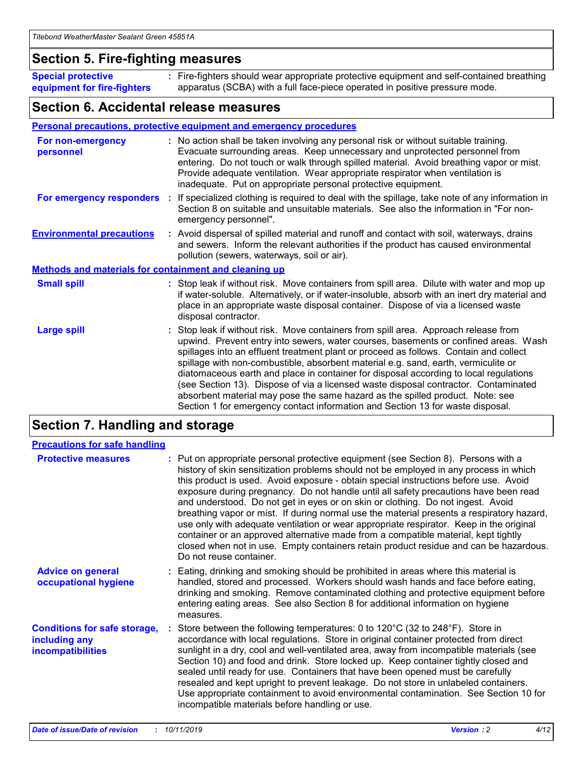## Section 5. Fire-fighting measures

**Special protective equipment for fire-fighters** : Fire-fighters should wear appropriate protective equipment and self-contained breathing apparatus (SCBA) with a full face-piece operated in positive pressure mode.

## Section 6. Accidental release measures

### Personal precautions, protective equipment and emergency procedures

**For non-emergency personnel** : No action shall be taken involving any personal risk or without suitable training. Evacuate surrounding areas. Keep unnecessary and unprotected personnel from entering. Do not touch or walk through spilled material. Avoid breathing vapor or mist. Provide adequate ventilation. Wear appropriate respirator when ventilation is inadequate. Put on appropriate personal protective equipment.

**For emergency responders** : If specialized clothing is required to deal with the spillage, take note of any information in Section 8 on suitable and unsuitable materials. See also the information in "For non-emergency personnel".

**Environmental precautions** : Avoid dispersal of spilled material and runoff and contact with soil, waterways, drains and sewers. Inform the relevant authorities if the product has caused environmental pollution (sewers, waterways, soil or air).

### Methods and materials for containment and cleaning up

**Small spill** : Stop leak if without risk. Move containers from spill area. Dilute with water and mop up if water-soluble. Alternatively, or if water-insoluble, absorb with an inert dry material and place in an appropriate waste disposal container. Dispose of via a licensed waste disposal contractor.

**Large spill** : Stop leak if without risk. Move containers from spill area. Approach release from upwind. Prevent entry into sewers, water courses, basements or confined areas. Wash spillages into an effluent treatment plant or proceed as follows. Contain and collect spillage with non-combustible, absorbent material e.g. sand, earth, vermiculite or diatomaceous earth and place in container for disposal according to local regulations (see Section 13). Dispose of via a licensed waste disposal contractor. Contaminated absorbent material may pose the same hazard as the spilled product. Note: see Section 1 for emergency contact information and Section 13 for waste disposal.

## Section 7. Handling and storage

### Precautions for safe handling

**Protective measures** : Put on appropriate personal protective equipment (see Section 8). Persons with a history of skin sensitization problems should not be employed in any process in which this product is used. Avoid exposure - obtain special instructions before use. Avoid exposure during pregnancy. Do not handle until all safety precautions have been read and understood. Do not get in eyes or on skin or clothing. Do not ingest. Avoid breathing vapor or mist. If during normal use the material presents a respiratory hazard, use only with adequate ventilation or wear appropriate respirator. Keep in the original container or an approved alternative made from a compatible material, kept tightly closed when not in use. Empty containers retain product residue and can be hazardous. Do not reuse container.

**Advice on general occupational hygiene** : Eating, drinking and smoking should be prohibited in areas where this material is handled, stored and processed. Workers should wash hands and face before eating, drinking and smoking. Remove contaminated clothing and protective equipment before entering eating areas. See also Section 8 for additional information on hygiene measures.

**Conditions for safe storage, including any incompatibilities** : Store between the following temperatures: 0 to 120°C (32 to 248°F). Store in accordance with local regulations. Store in original container protected from direct sunlight in a dry, cool and well-ventilated area, away from incompatible materials (see Section 10) and food and drink. Store locked up. Keep container tightly closed and sealed until ready for use. Containers that have been opened must be carefully resealed and kept upright to prevent leakage. Do not store in unlabeled containers. Use appropriate containment to avoid environmental contamination. See Section 10 for incompatible materials before handling or use.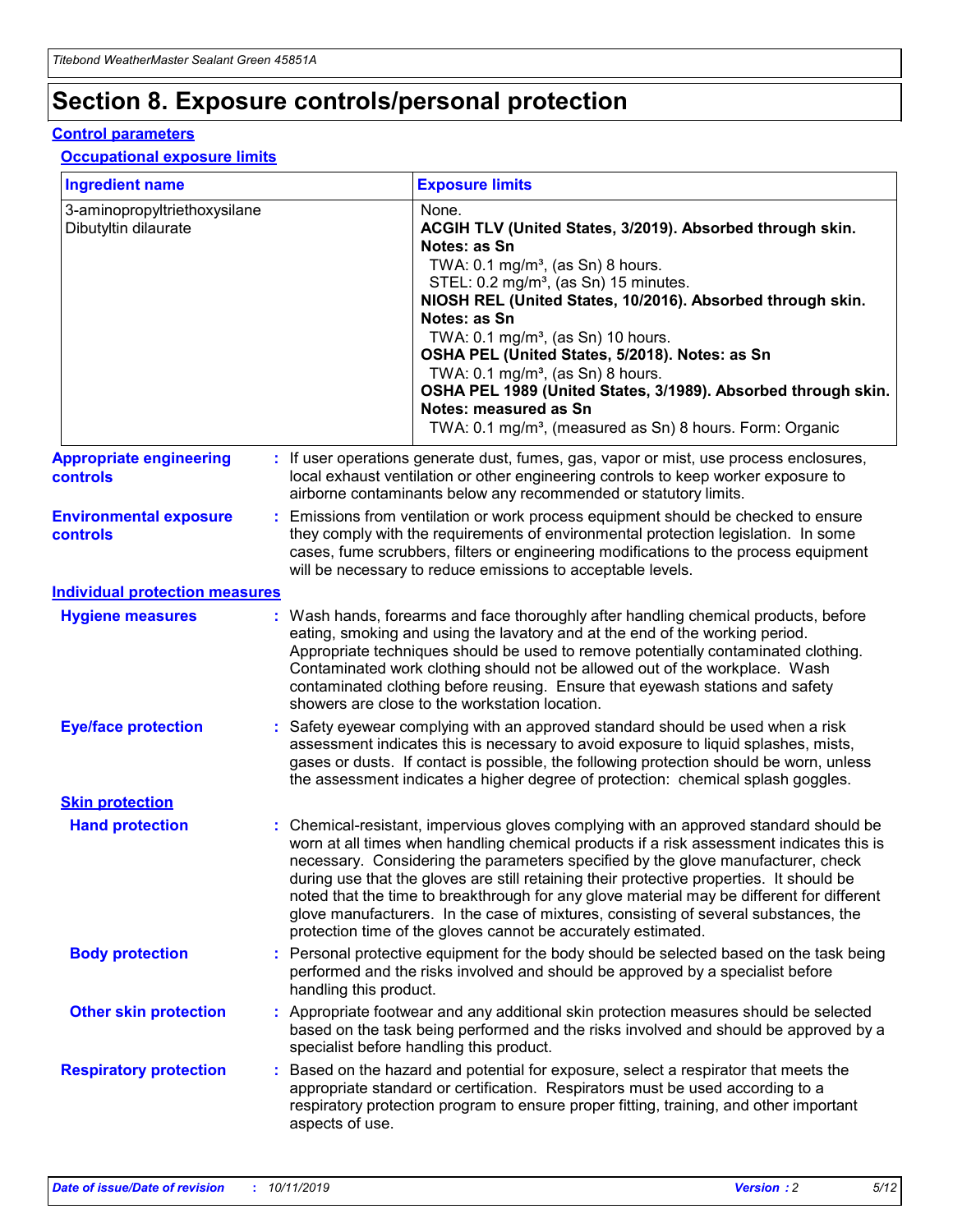# Section 8. Exposure controls/personal protection

## Control parameters

### Occupational exposure limits

| Ingredient name | Exposure limits |
|---|---|
| 3-aminopropyltriethoxysilane<br>Dibutyltin dilaurate | None.<br>**ACGIH TLV (United States, 3/2019). Absorbed through skin. Notes: as Sn**<br>TWA: 0.1 mg/m³, (as Sn) 8 hours.<br>STEL: 0.2 mg/m³, (as Sn) 15 minutes.<br>**NIOSH REL (United States, 10/2016). Absorbed through skin. Notes: as Sn**<br>TWA: 0.1 mg/m³, (as Sn) 10 hours.<br>**OSHA PEL (United States, 5/2018). Notes: as Sn**<br>TWA: 0.1 mg/m³, (as Sn) 8 hours.<br>**OSHA PEL 1989 (United States, 3/1989). Absorbed through skin. Notes: measured as Sn**<br>TWA: 0.1 mg/m³, (measured as Sn) 8 hours. Form: Organic |

**Appropriate engineering controls** : If user operations generate dust, fumes, gas, vapor or mist, use process enclosures, local exhaust ventilation or other engineering controls to keep worker exposure to airborne contaminants below any recommended or statutory limits.

**Environmental exposure controls** : Emissions from ventilation or work process equipment should be checked to ensure they comply with the requirements of environmental protection legislation. In some cases, fume scrubbers, filters or engineering modifications to the process equipment will be necessary to reduce emissions to acceptable levels.

## Individual protection measures

**Hygiene measures** : Wash hands, forearms and face thoroughly after handling chemical products, before eating, smoking and using the lavatory and at the end of the working period. Appropriate techniques should be used to remove potentially contaminated clothing. Contaminated work clothing should not be allowed out of the workplace. Wash contaminated clothing before reusing. Ensure that eyewash stations and safety showers are close to the workstation location.

**Eye/face protection** : Safety eyewear complying with an approved standard should be used when a risk assessment indicates this is necessary to avoid exposure to liquid splashes, mists, gases or dusts. If contact is possible, the following protection should be worn, unless the assessment indicates a higher degree of protection: chemical splash goggles.

### Skin protection

**Hand protection** : Chemical-resistant, impervious gloves complying with an approved standard should be worn at all times when handling chemical products if a risk assessment indicates this is necessary. Considering the parameters specified by the glove manufacturer, check during use that the gloves are still retaining their protective properties. It should be noted that the time to breakthrough for any glove material may be different for different glove manufacturers. In the case of mixtures, consisting of several substances, the protection time of the gloves cannot be accurately estimated.

**Body protection** : Personal protective equipment for the body should be selected based on the task being performed and the risks involved and should be approved by a specialist before handling this product.

**Other skin protection** : Appropriate footwear and any additional skin protection measures should be selected based on the task being performed and the risks involved and should be approved by a specialist before handling this product.

**Respiratory protection** : Based on the hazard and potential for exposure, select a respirator that meets the appropriate standard or certification. Respirators must be used according to a respiratory protection program to ensure proper fitting, training, and other important aspects of use.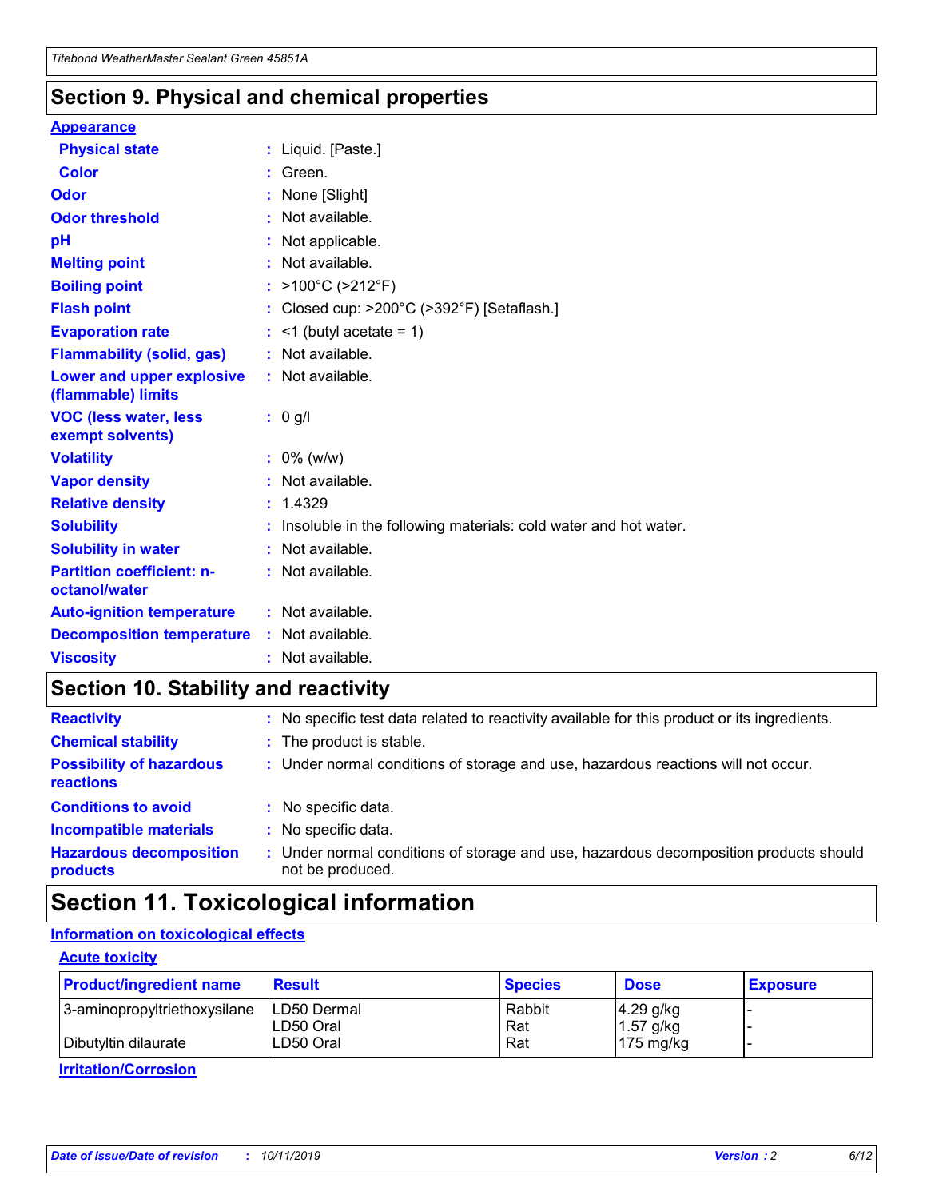## Section 9. Physical and chemical properties

### Appearance

| | |
|---|---|
| **Physical state** | : Liquid. [Paste.] |
| **Color** | : Green. |
| **Odor** | : None [Slight] |
| **Odor threshold** | : Not available. |
| **pH** | : Not applicable. |
| **Melting point** | : Not available. |
| **Boiling point** | : >100°C (>212°F) |
| **Flash point** | : Closed cup: >200°C (>392°F) [Setaflash.] |
| **Evaporation rate** | : <1 (butyl acetate = 1) |
| **Flammability (solid, gas)** | : Not available. |
| **Lower and upper explosive (flammable) limits** | : Not available. |
| **VOC (less water, less exempt solvents)** | : 0 g/l |
| **Volatility** | : 0% (w/w) |
| **Vapor density** | : Not available. |
| **Relative density** | : 1.4329 |
| **Solubility** | : Insoluble in the following materials: cold water and hot water. |
| **Solubility in water** | : Not available. |
| **Partition coefficient: n-octanol/water** | : Not available. |
| **Auto-ignition temperature** | : Not available. |
| **Decomposition temperature** | : Not available. |
| **Viscosity** | : Not available. |

## Section 10. Stability and reactivity

| | |
|---|---|
| **Reactivity** | : No specific test data related to reactivity available for this product or its ingredients. |
| **Chemical stability** | : The product is stable. |
| **Possibility of hazardous reactions** | : Under normal conditions of storage and use, hazardous reactions will not occur. |
| **Conditions to avoid** | : No specific data. |
| **Incompatible materials** | : No specific data. |
| **Hazardous decomposition products** | : Under normal conditions of storage and use, hazardous decomposition products should not be produced. |

## Section 11. Toxicological information

### Information on toxicological effects

#### Acute toxicity

| Product/ingredient name | Result | Species | Dose | Exposure |
|---|---|---|---|---|
| 3-aminopropyltriethoxysilane | LD50 Dermal | Rabbit | 4.29 g/kg | - |
| | LD50 Oral | Rat | 1.57 g/kg | - |
| Dibutyltin dilaurate | LD50 Oral | Rat | 175 mg/kg | - |

#### Irritation/Corrosion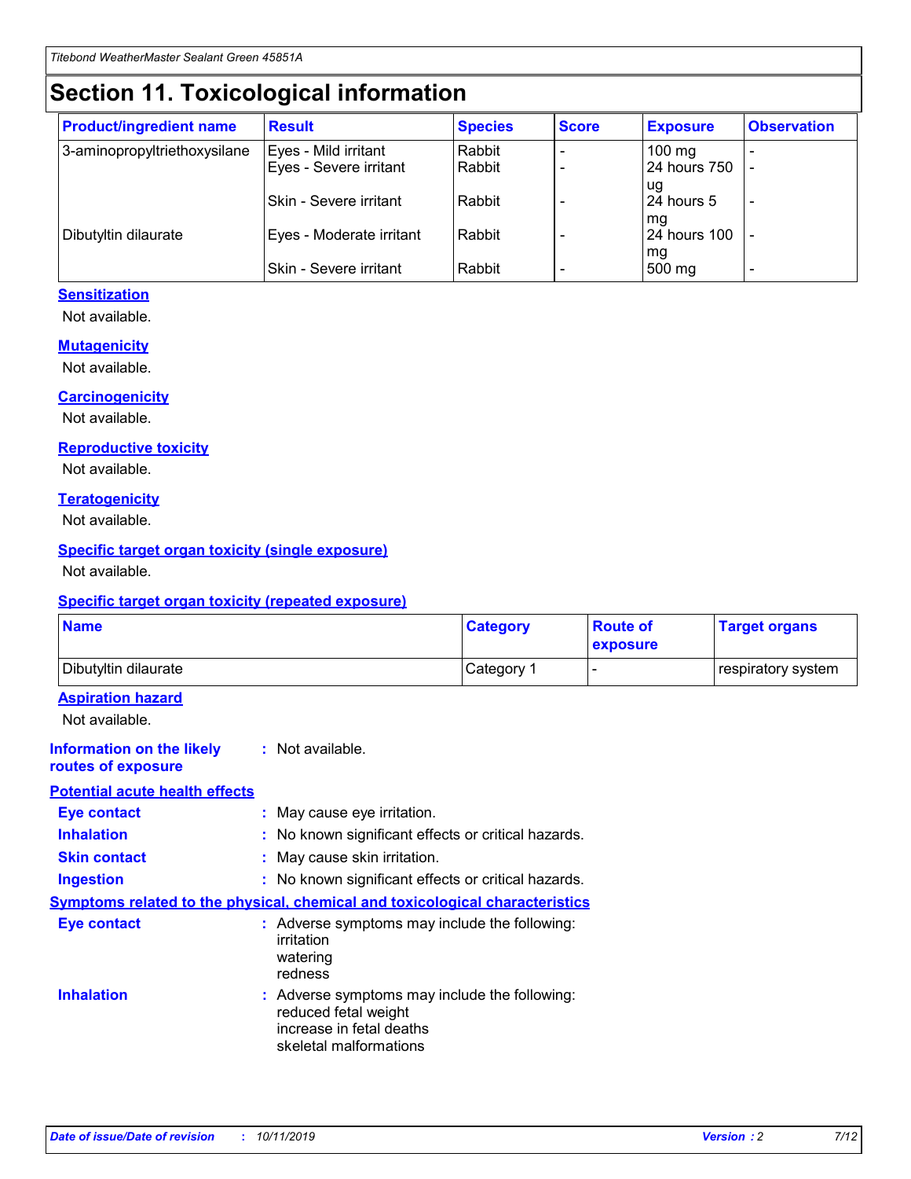# Section 11. Toxicological information

| Product/ingredient name | Result | Species | Score | Exposure | Observation |
| --- | --- | --- | --- | --- | --- |
| 3-aminopropyltriethoxysilane | Eyes - Mild irritant | Rabbit | - | 100 mg | - |
| | Eyes - Severe irritant | Rabbit | - | 24 hours 750 ug | - |
| | Skin - Severe irritant | Rabbit | - | 24 hours 5 mg | - |
| Dibutyltin dilaurate | Eyes - Moderate irritant | Rabbit | - | 24 hours 100 mg | - |
| | Skin - Severe irritant | Rabbit | - | 500 mg | - |

### Sensitization

Not available.

### Mutagenicity

Not available.

### Carcinogenicity

Not available.

### Reproductive toxicity

Not available.

### Teratogenicity

Not available.

### Specific target organ toxicity (single exposure)

Not available.

### Specific target organ toxicity (repeated exposure)

| Name | Category | Route of exposure | Target organs |
| --- | --- | --- | --- |
| Dibutyltin dilaurate | Category 1 | - | respiratory system |

### Aspiration hazard

Not available.

**Information on the likely routes of exposure** : Not available.

### Potential acute health effects

**Eye contact** : May cause eye irritation.

**Inhalation** : No known significant effects or critical hazards.

**Skin contact** : May cause skin irritation.

**Ingestion** : No known significant effects or critical hazards.

### Symptoms related to the physical, chemical and toxicological characteristics

**Eye contact** : Adverse symptoms may include the following:
irritation
watering
redness

**Inhalation** : Adverse symptoms may include the following:
reduced fetal weight
increase in fetal deaths
skeletal malformations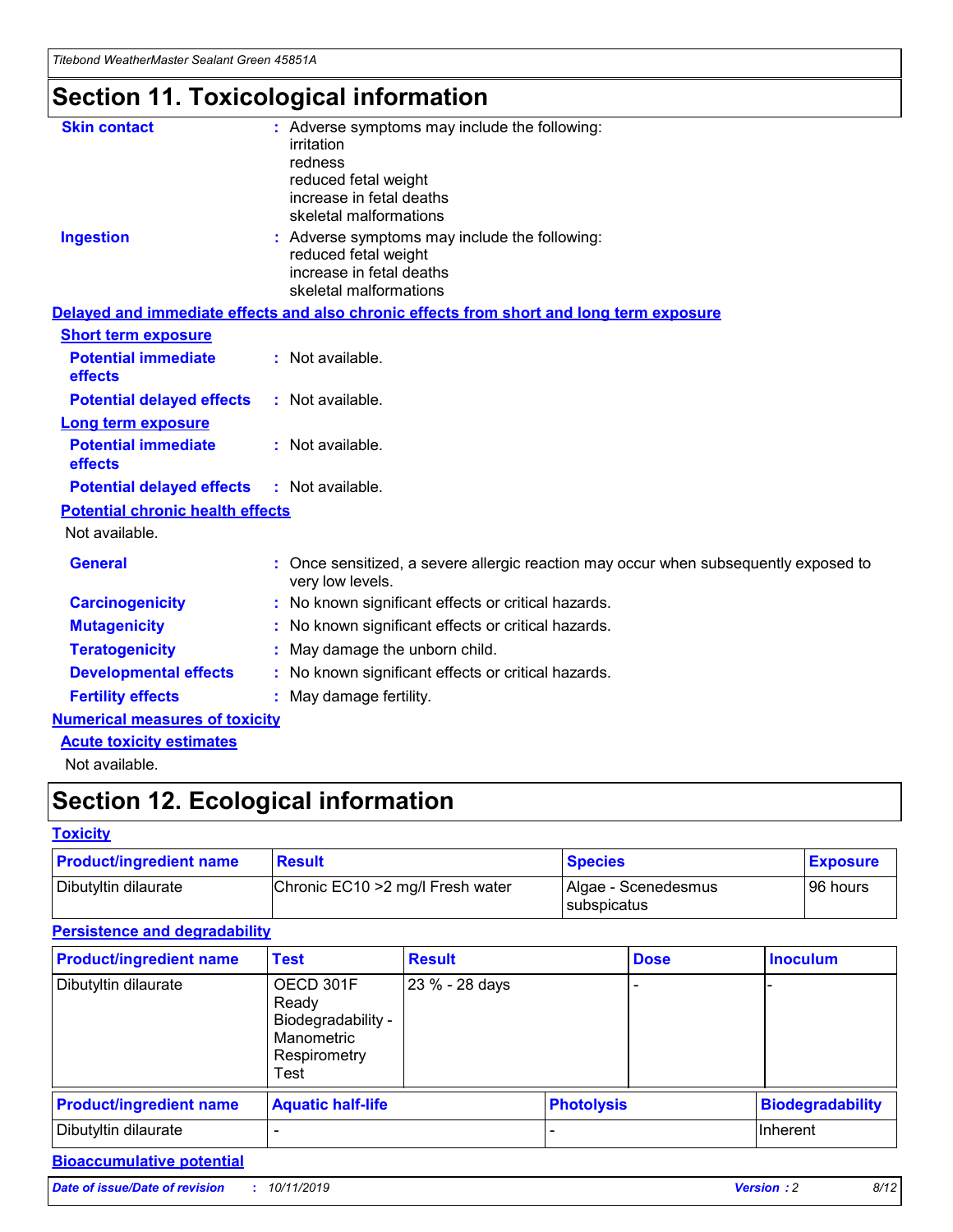# Section 11. Toxicological information

**Skin contact** : Adverse symptoms may include the following:
irritation
redness
reduced fetal weight
increase in fetal deaths
skeletal malformations

**Ingestion** : Adverse symptoms may include the following:
reduced fetal weight
increase in fetal deaths
skeletal malformations

## Delayed and immediate effects and also chronic effects from short and long term exposure

### Short term exposure

**Potential immediate effects** : Not available.

**Potential delayed effects** : Not available.

### Long term exposure

**Potential immediate effects** : Not available.

**Potential delayed effects** : Not available.

### Potential chronic health effects

Not available.

**General** : Once sensitized, a severe allergic reaction may occur when subsequently exposed to very low levels.

**Carcinogenicity** : No known significant effects or critical hazards.

**Mutagenicity** : No known significant effects or critical hazards.

**Teratogenicity** : May damage the unborn child.

**Developmental effects** : No known significant effects or critical hazards.

**Fertility effects** : May damage fertility.

## Numerical measures of toxicity

### Acute toxicity estimates

Not available.

# Section 12. Ecological information

## Toxicity

| Product/ingredient name | Result | Species | Exposure |
|---|---|---|---|
| Dibutyltin dilaurate | Chronic EC10 >2 mg/l Fresh water | Algae - Scenedesmus subspicatus | 96 hours |

## Persistence and degradability

| Product/ingredient name | Test | Result | Dose | Inoculum |
|---|---|---|---|---|
| Dibutyltin dilaurate | OECD 301F Ready Biodegradability - Manometric Respirometry Test | 23 % - 28 days | - | - |

| Product/ingredient name | Aquatic half-life | Photolysis | Biodegradability |
|---|---|---|---|
| Dibutyltin dilaurate | - | - | Inherent |

## Bioaccumulative potential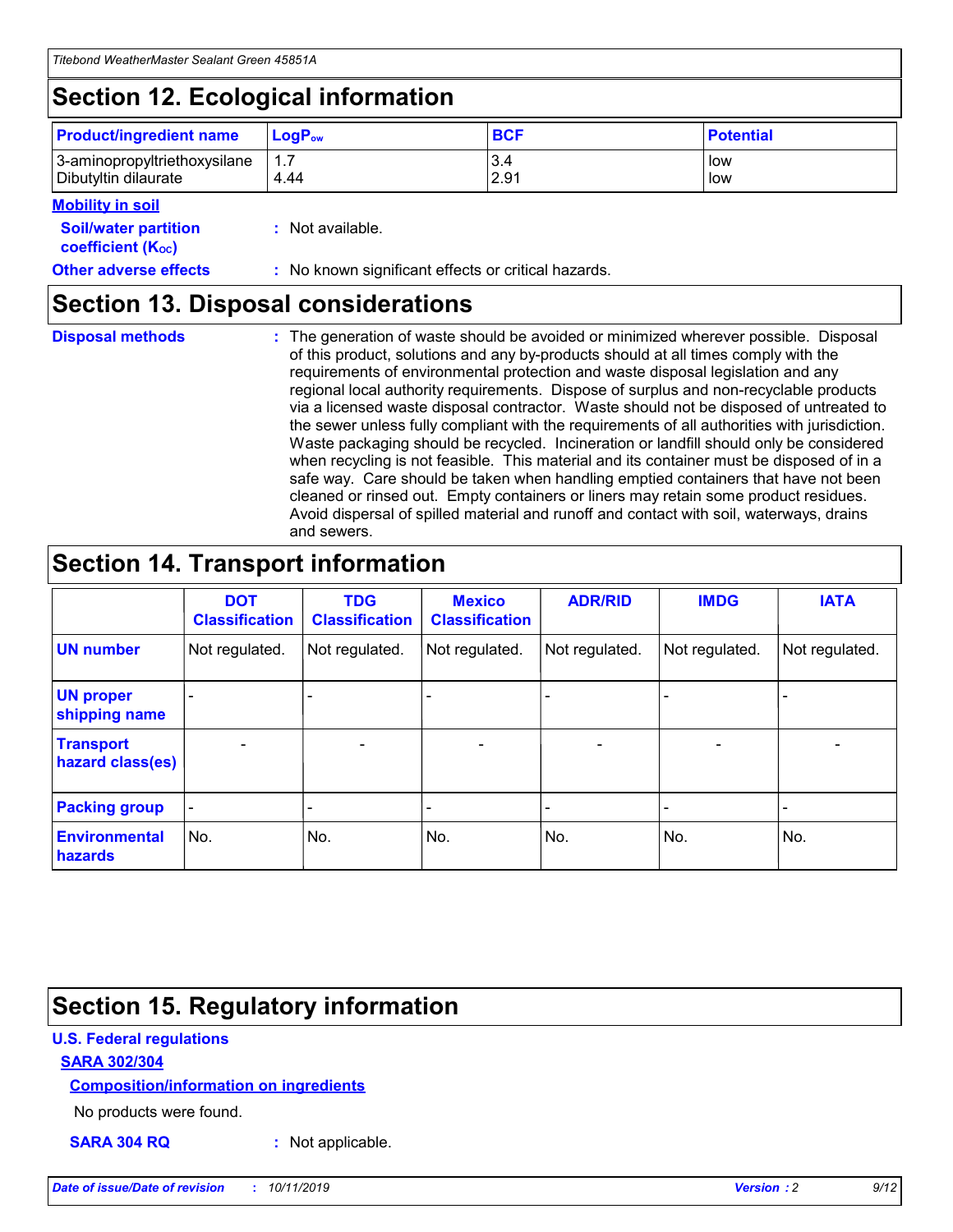## Section 12. Ecological information

| Product/ingredient name | $LogP_{ow}$ | BCF | Potential |
|---|---|---|---|
| 3-aminopropyltriethoxysilane | 1.7 | 3.4 | low |
| Dibutyltin dilaurate | 4.44 | 2.91 | low |

**Mobility in soil**

**Soil/water partition coefficient ($K_{OC}$)** : Not available.

**Other adverse effects** : No known significant effects or critical hazards.

## Section 13. Disposal considerations

**Disposal methods** : The generation of waste should be avoided or minimized wherever possible. Disposal of this product, solutions and any by-products should at all times comply with the requirements of environmental protection and waste disposal legislation and any regional local authority requirements. Dispose of surplus and non-recyclable products via a licensed waste disposal contractor. Waste should not be disposed of untreated to the sewer unless fully compliant with the requirements of all authorities with jurisdiction. Waste packaging should be recycled. Incineration or landfill should only be considered when recycling is not feasible. This material and its container must be disposed of in a safe way. Care should be taken when handling emptied containers that have not been cleaned or rinsed out. Empty containers or liners may retain some product residues. Avoid dispersal of spilled material and runoff and contact with soil, waterways, drains and sewers.

## Section 14. Transport information

| | DOT Classification | TDG Classification | Mexico Classification | ADR/RID | IMDG | IATA |
|---|---|---|---|---|---|---|
| UN number | Not regulated. | Not regulated. | Not regulated. | Not regulated. | Not regulated. | Not regulated. |
| UN proper shipping name | - | - | - | - | - | - |
| Transport hazard class(es) | - | - | - | - | - | - |
| Packing group | - | - | - | - | - | - |
| Environmental hazards | No. | No. | No. | No. | No. | No. |

## Section 15. Regulatory information

**U.S. Federal regulations**

**SARA 302/304**

**Composition/information on ingredients**

No products were found.

**SARA 304 RQ** : Not applicable.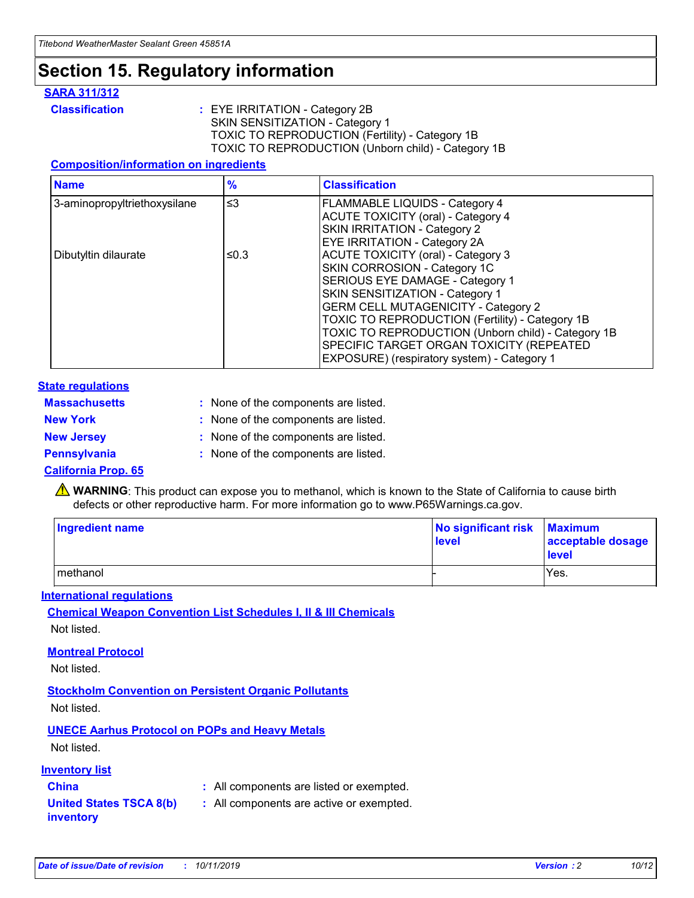# Section 15. Regulatory information

## SARA 311/312

**Classification** : EYE IRRITATION - Category 2B
SKIN SENSITIZATION - Category 1
TOXIC TO REPRODUCTION (Fertility) - Category 1B
TOXIC TO REPRODUCTION (Unborn child) - Category 1B

### Composition/information on ingredients

| Name | % | Classification |
|---|---|---|
| 3-aminopropyltriethoxysilane | ≤3 | FLAMMABLE LIQUIDS - Category 4<br>ACUTE TOXICITY (oral) - Category 4<br>SKIN IRRITATION - Category 2<br>EYE IRRITATION - Category 2A |
| Dibutyltin dilaurate | ≤0.3 | ACUTE TOXICITY (oral) - Category 3<br>SKIN CORROSION - Category 1C<br>SERIOUS EYE DAMAGE - Category 1<br>SKIN SENSITIZATION - Category 1<br>GERM CELL MUTAGENICITY - Category 2<br>TOXIC TO REPRODUCTION (Fertility) - Category 1B<br>TOXIC TO REPRODUCTION (Unborn child) - Category 1B<br>SPECIFIC TARGET ORGAN TOXICITY (REPEATED EXPOSURE) (respiratory system) - Category 1 |

## State regulations

**Massachusetts** : None of the components are listed.

**New York** : None of the components are listed.

**New Jersey** : None of the components are listed.

**Pennsylvania** : None of the components are listed.

### California Prop. 65

⚠ **WARNING**: This product can expose you to methanol, which is known to the State of California to cause birth defects or other reproductive harm. For more information go to www.P65Warnings.ca.gov.

| Ingredient name | No significant risk level | Maximum acceptable dosage level |
|---|---|---|
| methanol | - | Yes. |

## International regulations

### Chemical Weapon Convention List Schedules I, II & III Chemicals

Not listed.

### Montreal Protocol

Not listed.

### Stockholm Convention on Persistent Organic Pollutants

Not listed.

### UNECE Aarhus Protocol on POPs and Heavy Metals

Not listed.

## Inventory list

**China** : All components are listed or exempted.

**United States TSCA 8(b) inventory** : All components are active or exempted.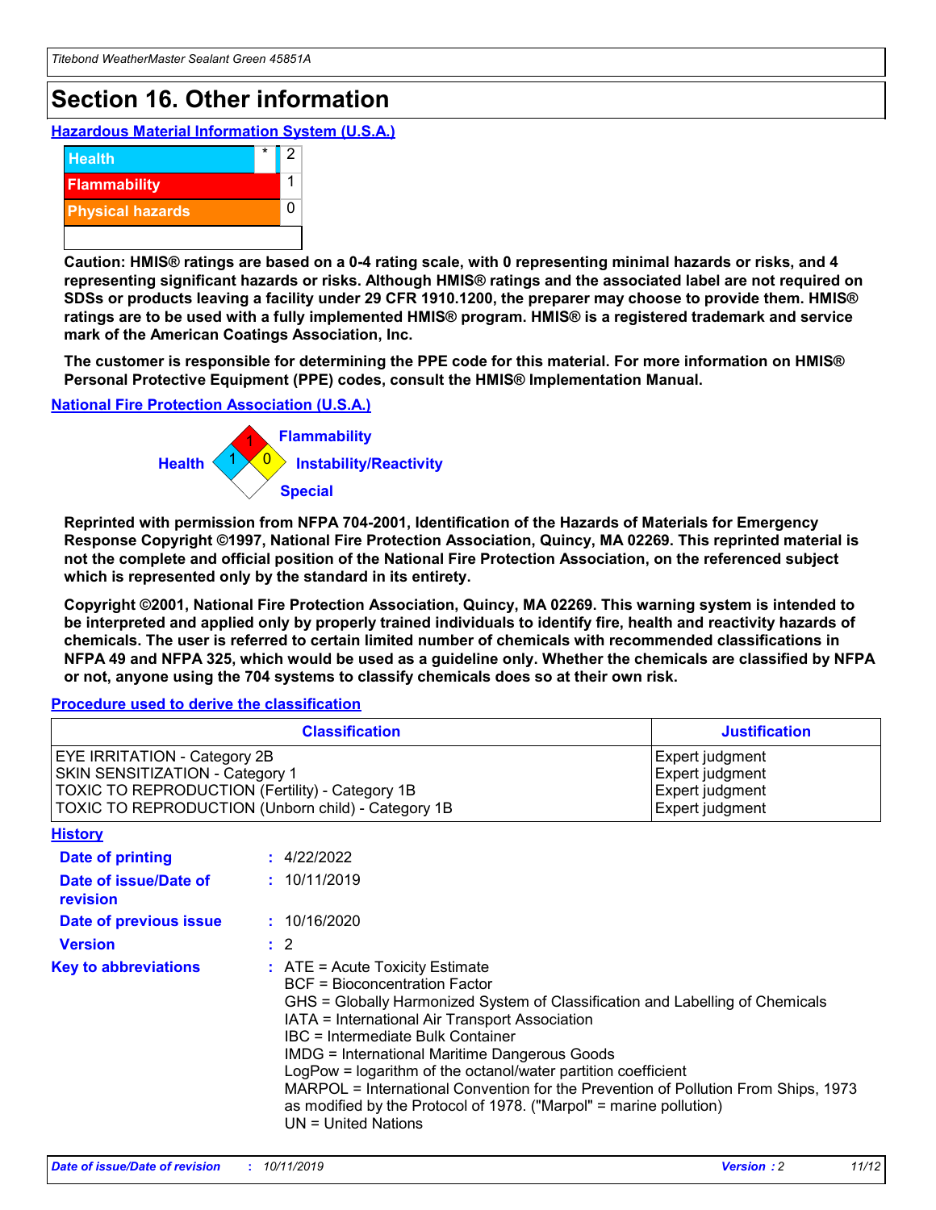# Section 16. Other information

### Hazardous Material Information System (U.S.A.)

| | | |
|---|---|---|
| Health | * | 2 |
| Flammability | | 1 |
| Physical hazards | | 0 |

**Caution: HMIS® ratings are based on a 0-4 rating scale, with 0 representing minimal hazards or risks, and 4 representing significant hazards or risks. Although HMIS® ratings and the associated label are not required on SDSs or products leaving a facility under 29 CFR 1910.1200, the preparer may choose to provide them. HMIS® ratings are to be used with a fully implemented HMIS® program. HMIS® is a registered trademark and service mark of the American Coatings Association, Inc.**

**The customer is responsible for determining the PPE code for this material. For more information on HMIS® Personal Protective Equipment (PPE) codes, consult the HMIS® Implementation Manual.**

### National Fire Protection Association (U.S.A.)

Health: 1
Flammability: 1
Instability/Reactivity: 0
Special:

**Reprinted with permission from NFPA 704-2001, Identification of the Hazards of Materials for Emergency Response Copyright ©1997, National Fire Protection Association, Quincy, MA 02269. This reprinted material is not the complete and official position of the National Fire Protection Association, on the referenced subject which is represented only by the standard in its entirety.**

**Copyright ©2001, National Fire Protection Association, Quincy, MA 02269. This warning system is intended to be interpreted and applied only by properly trained individuals to identify fire, health and reactivity hazards of chemicals. The user is referred to certain limited number of chemicals with recommended classifications in NFPA 49 and NFPA 325, which would be used as a guideline only. Whether the chemicals are classified by NFPA or not, anyone using the 704 systems to classify chemicals does so at their own risk.**

### Procedure used to derive the classification

| Classification | Justification |
|---|---|
| EYE IRRITATION - Category 2B | Expert judgment |
| SKIN SENSITIZATION - Category 1 | Expert judgment |
| TOXIC TO REPRODUCTION (Fertility) - Category 1B | Expert judgment |
| TOXIC TO REPRODUCTION (Unborn child) - Category 1B | Expert judgment |

### History

**Date of printing** : 4/22/2022

**Date of issue/Date of revision** : 10/11/2019

**Date of previous issue** : 10/16/2020

**Version** : 2

**Key to abbreviations** :
ATE = Acute Toxicity Estimate
BCF = Bioconcentration Factor
GHS = Globally Harmonized System of Classification and Labelling of Chemicals
IATA = International Air Transport Association
IBC = Intermediate Bulk Container
IMDG = International Maritime Dangerous Goods
LogPow = logarithm of the octanol/water partition coefficient
MARPOL = International Convention for the Prevention of Pollution From Ships, 1973 as modified by the Protocol of 1978. ("Marpol" = marine pollution)
UN = United Nations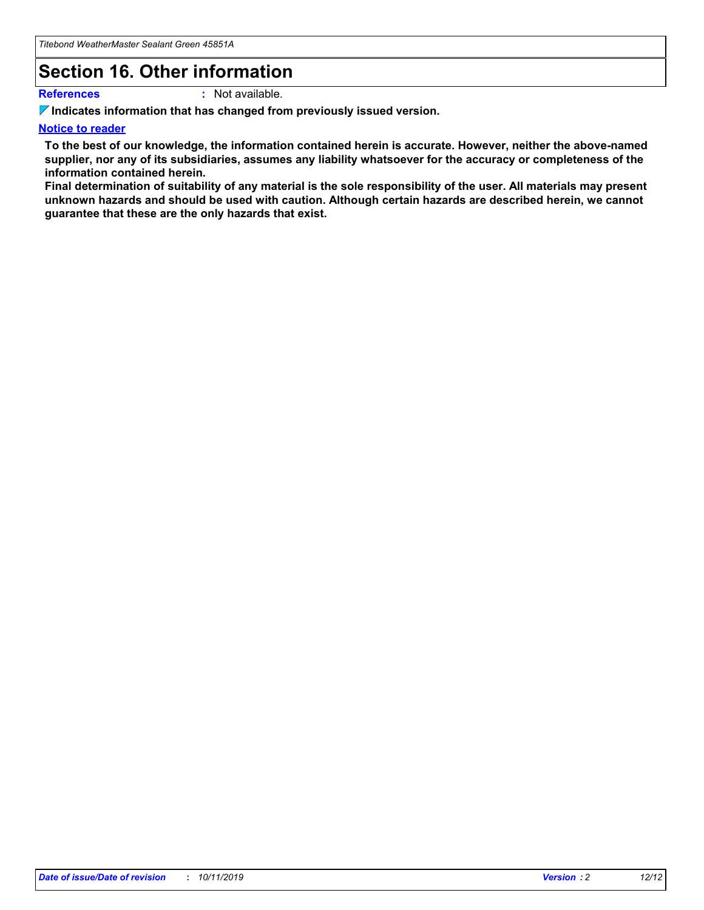# Section 16. Other information

**References** : Not available.

**Indicates information that has changed from previously issued version.**

**Notice to reader**

**To the best of our knowledge, the information contained herein is accurate. However, neither the above-named supplier, nor any of its subsidiaries, assumes any liability whatsoever for the accuracy or completeness of the information contained herein.**

**Final determination of suitability of any material is the sole responsibility of the user. All materials may present unknown hazards and should be used with caution. Although certain hazards are described herein, we cannot guarantee that these are the only hazards that exist.**